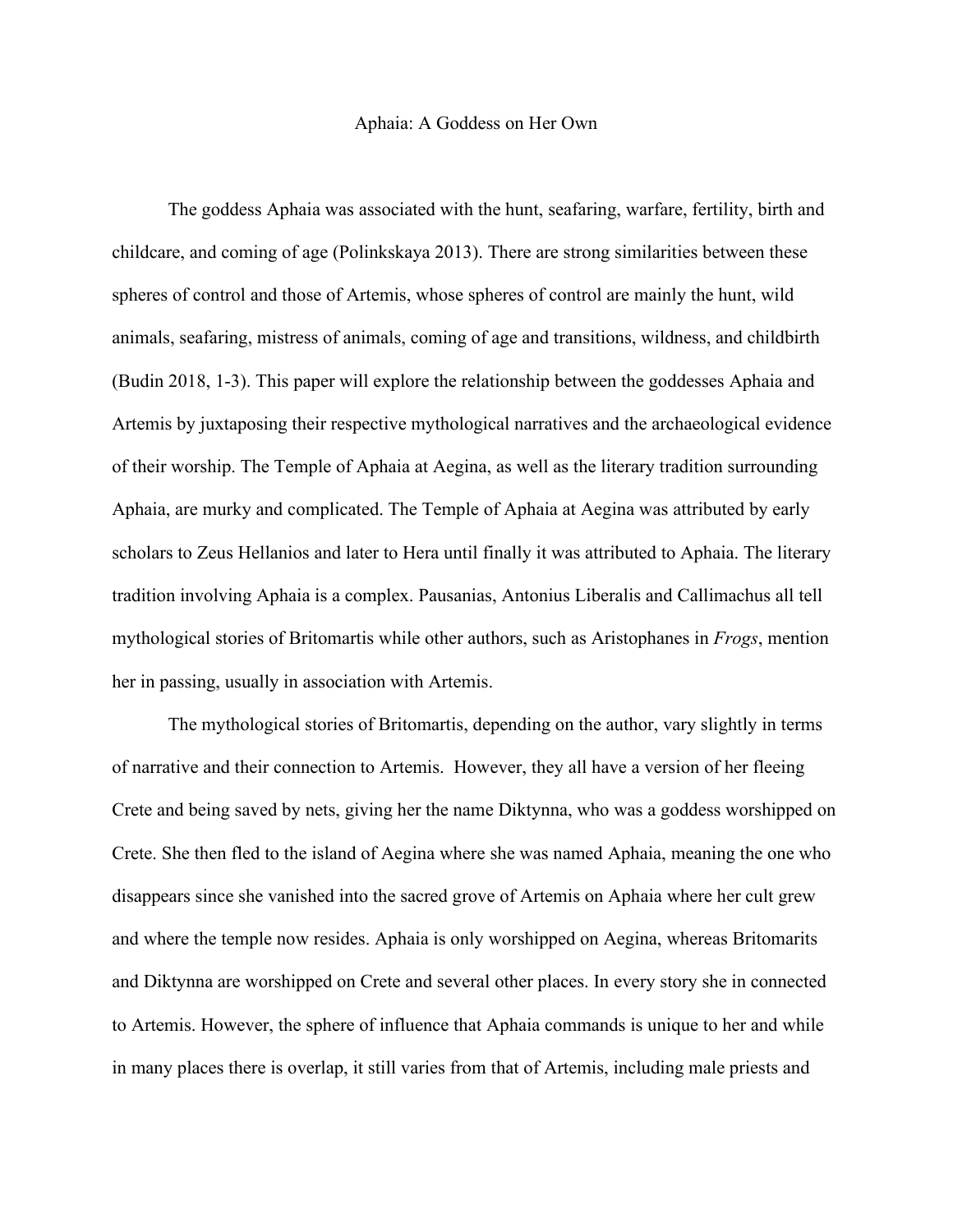# Aphaia: A Goddess on Her Own

The goddess Aphaia was associated with the hunt, seafaring, warfare, fertility, birth and childcare, and coming of age (Polinkskaya 2013). There are strong similarities between these spheres of control and those of Artemis, whose spheres of control are mainly the hunt, wild animals, seafaring, mistress of animals, coming of age and transitions, wildness, and childbirth (Budin 2018, 1-3). This paper will explore the relationship between the goddesses Aphaia and Artemis by juxtaposing their respective mythological narratives and the archaeological evidence of their worship. The Temple of Aphaia at Aegina, as well as the literary tradition surrounding Aphaia, are murky and complicated. The Temple of Aphaia at Aegina was attributed by early scholars to Zeus Hellanios and later to Hera until finally it was attributed to Aphaia. The literary tradition involving Aphaia is a complex. Pausanias, Antonius Liberalis and Callimachus all tell mythological stories of Britomartis while other authors, such as Aristophanes in *Frogs*, mention her in passing, usually in association with Artemis.

The mythological stories of Britomartis, depending on the author, vary slightly in terms of narrative and their connection to Artemis. However, they all have a version of her fleeing Crete and being saved by nets, giving her the name Diktynna, who was a goddess worshipped on Crete. She then fled to the island of Aegina where she was named Aphaia, meaning the one who disappears since she vanished into the sacred grove of Artemis on Aphaia where her cult grew and where the temple now resides. Aphaia is only worshipped on Aegina, whereas Britomarits and Diktynna are worshipped on Crete and several other places. In every story she in connected to Artemis. However, the sphere of influence that Aphaia commands is unique to her and while in many places there is overlap, it still varies from that of Artemis, including male priests and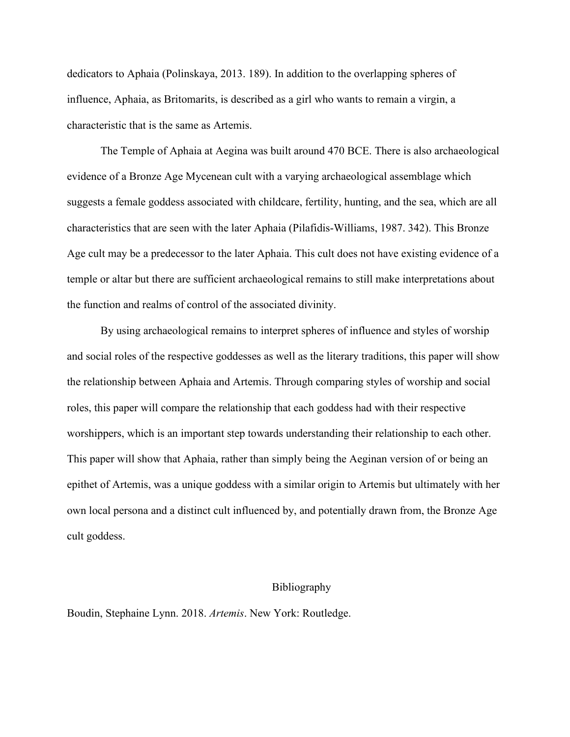dedicators to Aphaia (Polinskaya, 2013. 189). In addition to the overlapping spheres of influence, Aphaia, as Britomarits, is described as a girl who wants to remain a virgin, a characteristic that is the same as Artemis.

The Temple of Aphaia at Aegina was built around 470 BCE. There is also archaeological evidence of a Bronze Age Mycenean cult with a varying archaeological assemblage which suggests a female goddess associated with childcare, fertility, hunting, and the sea, which are all characteristics that are seen with the later Aphaia (Pilafidis-Williams, 1987. 342). This Bronze Age cult may be a predecessor to the later Aphaia. This cult does not have existing evidence of a temple or altar but there are sufficient archaeological remains to still make interpretations about the function and realms of control of the associated divinity.

By using archaeological remains to interpret spheres of influence and styles of worship and social roles of the respective goddesses as well as the literary traditions, this paper will show the relationship between Aphaia and Artemis. Through comparing styles of worship and social roles, this paper will compare the relationship that each goddess had with their respective worshippers, which is an important step towards understanding their relationship to each other. This paper will show that Aphaia, rather than simply being the Aeginan version of or being an epithet of Artemis, was a unique goddess with a similar origin to Artemis but ultimately with her own local persona and a distinct cult influenced by, and potentially drawn from, the Bronze Age cult goddess.

## Bibliography

Boudin, Stephaine Lynn. 2018. *Artemis*. New York: Routledge.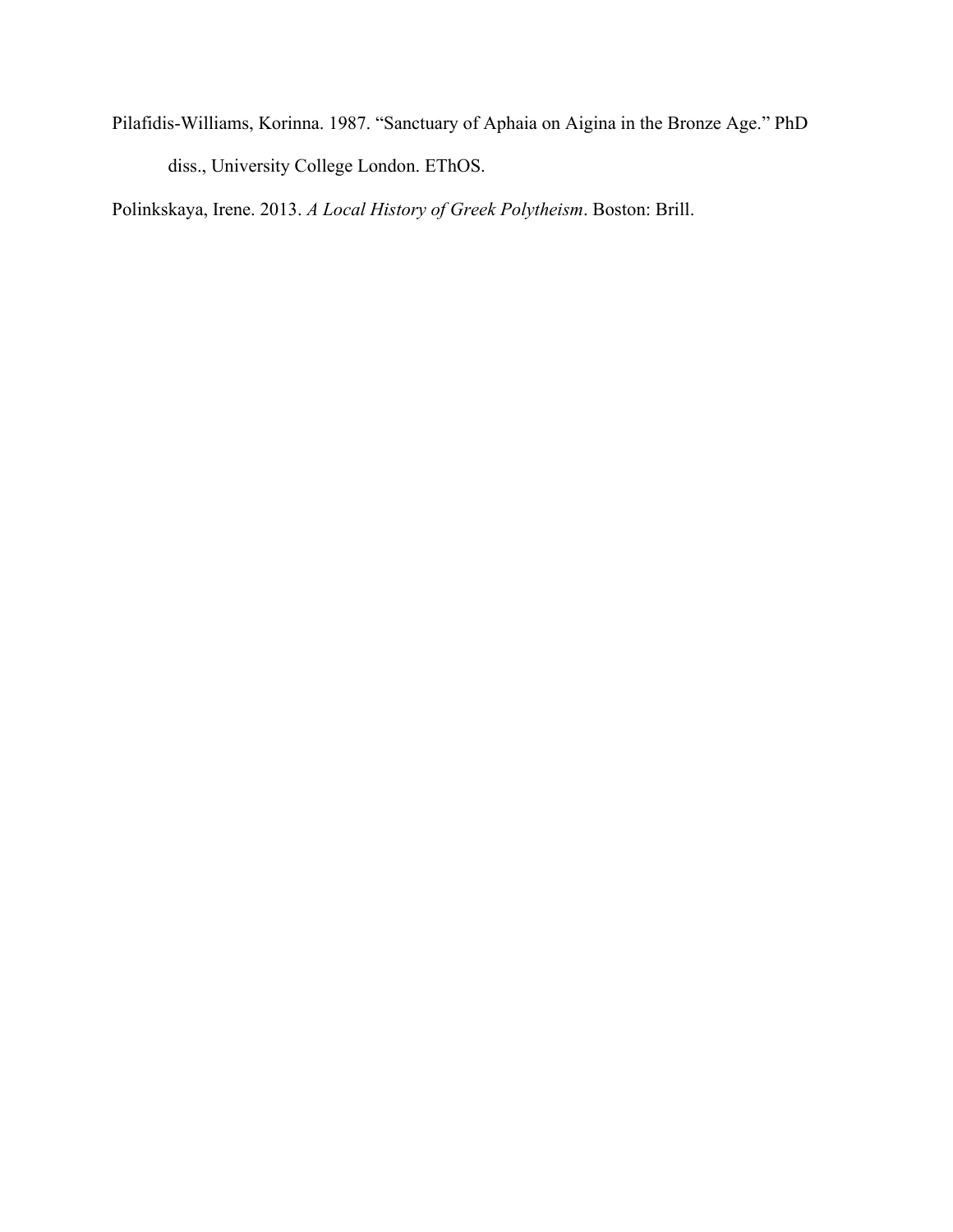Pilafidis-Williams, Korinna. 1987. "Sanctuary of Aphaia on Aigina in the Bronze Age." PhD diss., University College London. EThOS.

Polinkskaya, Irene. 2013. *A Local History of Greek Polytheism*. Boston: Brill.